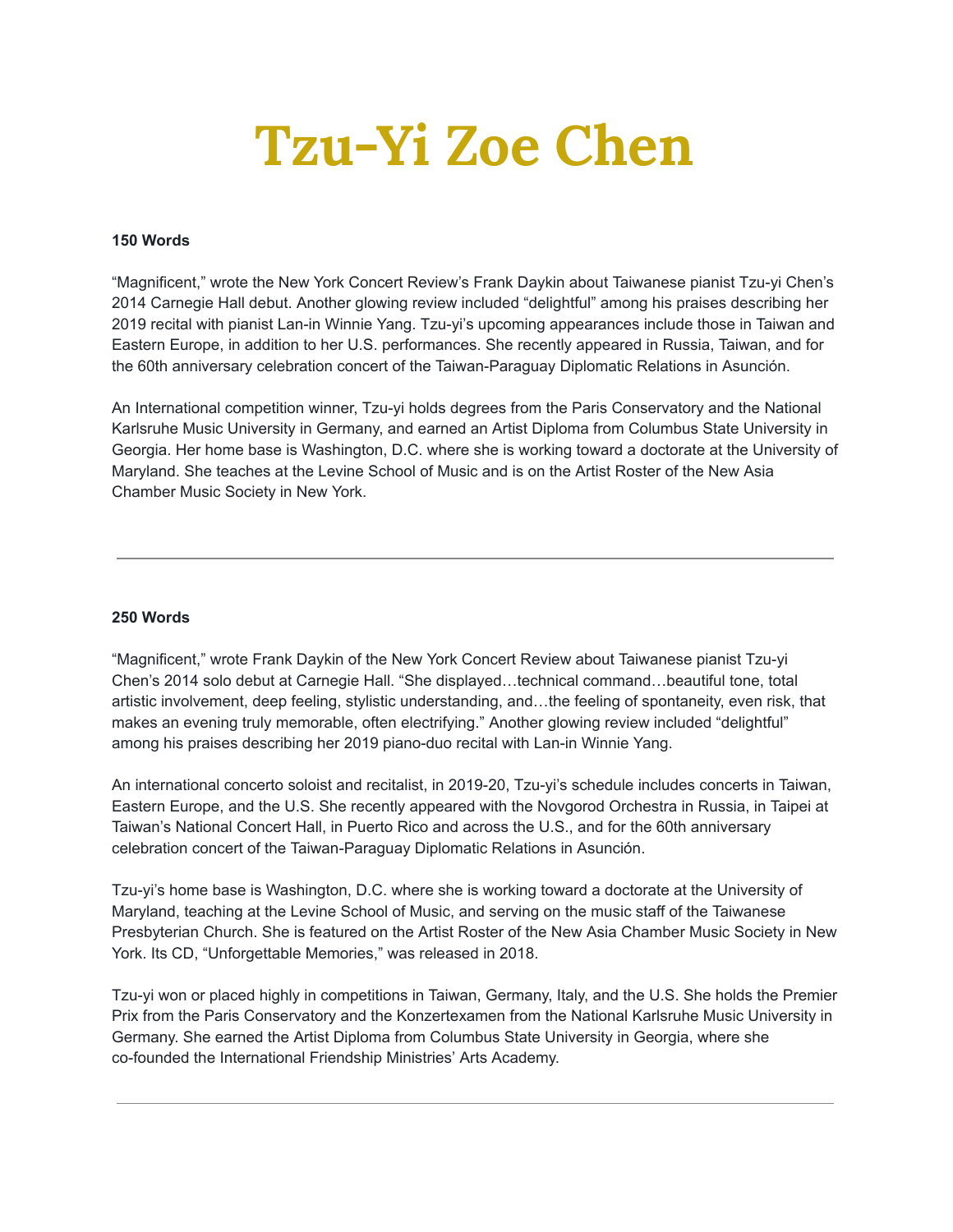# Tzu-Yi Zoe Chen

**150 Words**

"Magnificent," wrote the New York Concert Review's Frank Daykin about Taiwanese pianist Tzu-yi Chen's 2014 Carnegie Hall debut. Another glowing review included "delightful" among his praises describing her 2019 recital with pianist Lan-in Winnie Yang. Tzu-yi's upcoming appearances include those in Taiwan and Eastern Europe, in addition to her U.S. performances. She recently appeared in Russia, Taiwan, and for the 60th anniversary celebration concert of the Taiwan-Paraguay Diplomatic Relations in Asunción.

An International competition winner, Tzu-yi holds degrees from the Paris Conservatory and the National Karlsruhe Music University in Germany, and earned an Artist Diploma from Columbus State University in Georgia. Her home base is Washington, D.C. where she is working toward a doctorate at the University of Maryland. She teaches at the Levine School of Music and is on the Artist Roster of the New Asia Chamber Music Society in New York.

---

**250 Words**

"Magnificent," wrote Frank Daykin of the New York Concert Review about Taiwanese pianist Tzu-yi Chen's 2014 solo debut at Carnegie Hall. "She displayed…technical command…beautiful tone, total artistic involvement, deep feeling, stylistic understanding, and…the feeling of spontaneity, even risk, that makes an evening truly memorable, often electrifying." Another glowing review included "delightful" among his praises describing her 2019 piano-duo recital with Lan-in Winnie Yang.

An international concerto soloist and recitalist, in 2019-20, Tzu-yi's schedule includes concerts in Taiwan, Eastern Europe, and the U.S. She recently appeared with the Novgorod Orchestra in Russia, in Taipei at Taiwan's National Concert Hall, in Puerto Rico and across the U.S., and for the 60th anniversary celebration concert of the Taiwan-Paraguay Diplomatic Relations in Asunción.

Tzu-yi's home base is Washington, D.C. where she is working toward a doctorate at the University of Maryland, teaching at the Levine School of Music, and serving on the music staff of the Taiwanese Presbyterian Church. She is featured on the Artist Roster of the New Asia Chamber Music Society in New York. Its CD, "Unforgettable Memories," was released in 2018.

Tzu-yi won or placed highly in competitions in Taiwan, Germany, Italy, and the U.S. She holds the Premier Prix from the Paris Conservatory and the Konzertexamen from the National Karlsruhe Music University in Germany. She earned the Artist Diploma from Columbus State University in Georgia, where she co-founded the International Friendship Ministries' Arts Academy.

---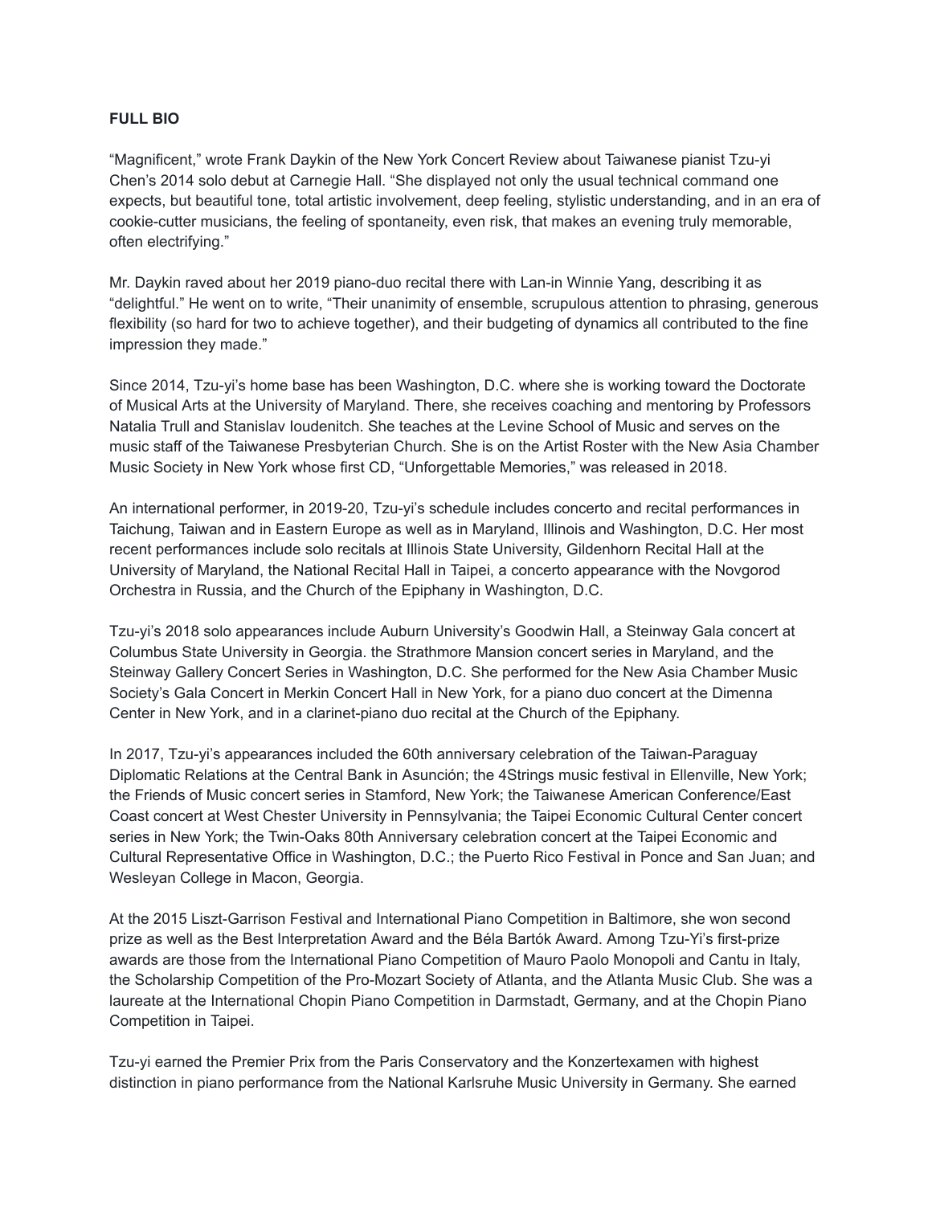**FULL BIO**

“Magnificent,” wrote Frank Daykin of the New York Concert Review about Taiwanese pianist Tzu-yi Chen’s 2014 solo debut at Carnegie Hall. “She displayed not only the usual technical command one expects, but beautiful tone, total artistic involvement, deep feeling, stylistic understanding, and in an era of cookie-cutter musicians, the feeling of spontaneity, even risk, that makes an evening truly memorable, often electrifying.”

Mr. Daykin raved about her 2019 piano-duo recital there with Lan-in Winnie Yang, describing it as “delightful.” He went on to write, “Their unanimity of ensemble, scrupulous attention to phrasing, generous flexibility (so hard for two to achieve together), and their budgeting of dynamics all contributed to the fine impression they made.”

Since 2014, Tzu-yi’s home base has been Washington, D.C. where she is working toward the Doctorate of Musical Arts at the University of Maryland. There, she receives coaching and mentoring by Professors Natalia Trull and Stanislav Ioudenitch. She teaches at the Levine School of Music and serves on the music staff of the Taiwanese Presbyterian Church. She is on the Artist Roster with the New Asia Chamber Music Society in New York whose first CD, “Unforgettable Memories,” was released in 2018.

An international performer, in 2019-20, Tzu-yi’s schedule includes concerto and recital performances in Taichung, Taiwan and in Eastern Europe as well as in Maryland, Illinois and Washington, D.C. Her most recent performances include solo recitals at Illinois State University, Gildenhorn Recital Hall at the University of Maryland, the National Recital Hall in Taipei, a concerto appearance with the Novgorod Orchestra in Russia, and the Church of the Epiphany in Washington, D.C.

Tzu-yi’s 2018 solo appearances include Auburn University’s Goodwin Hall, a Steinway Gala concert at Columbus State University in Georgia. the Strathmore Mansion concert series in Maryland, and the Steinway Gallery Concert Series in Washington, D.C. She performed for the New Asia Chamber Music Society’s Gala Concert in Merkin Concert Hall in New York, for a piano duo concert at the Dimenna Center in New York, and in a clarinet-piano duo recital at the Church of the Epiphany.

In 2017, Tzu-yi’s appearances included the 60th anniversary celebration of the Taiwan-Paraguay Diplomatic Relations at the Central Bank in Asunción; the 4Strings music festival in Ellenville, New York; the Friends of Music concert series in Stamford, New York; the Taiwanese American Conference/East Coast concert at West Chester University in Pennsylvania; the Taipei Economic Cultural Center concert series in New York; the Twin-Oaks 80th Anniversary celebration concert at the Taipei Economic and Cultural Representative Office in Washington, D.C.; the Puerto Rico Festival in Ponce and San Juan; and Wesleyan College in Macon, Georgia.

At the 2015 Liszt-Garrison Festival and International Piano Competition in Baltimore, she won second prize as well as the Best Interpretation Award and the Béla Bartók Award. Among Tzu-Yi’s first-prize awards are those from the International Piano Competition of Mauro Paolo Monopoli and Cantu in Italy, the Scholarship Competition of the Pro-Mozart Society of Atlanta, and the Atlanta Music Club. She was a laureate at the International Chopin Piano Competition in Darmstadt, Germany, and at the Chopin Piano Competition in Taipei.

Tzu-yi earned the Premier Prix from the Paris Conservatory and the Konzertexamen with highest distinction in piano performance from the National Karlsruhe Music University in Germany. She earned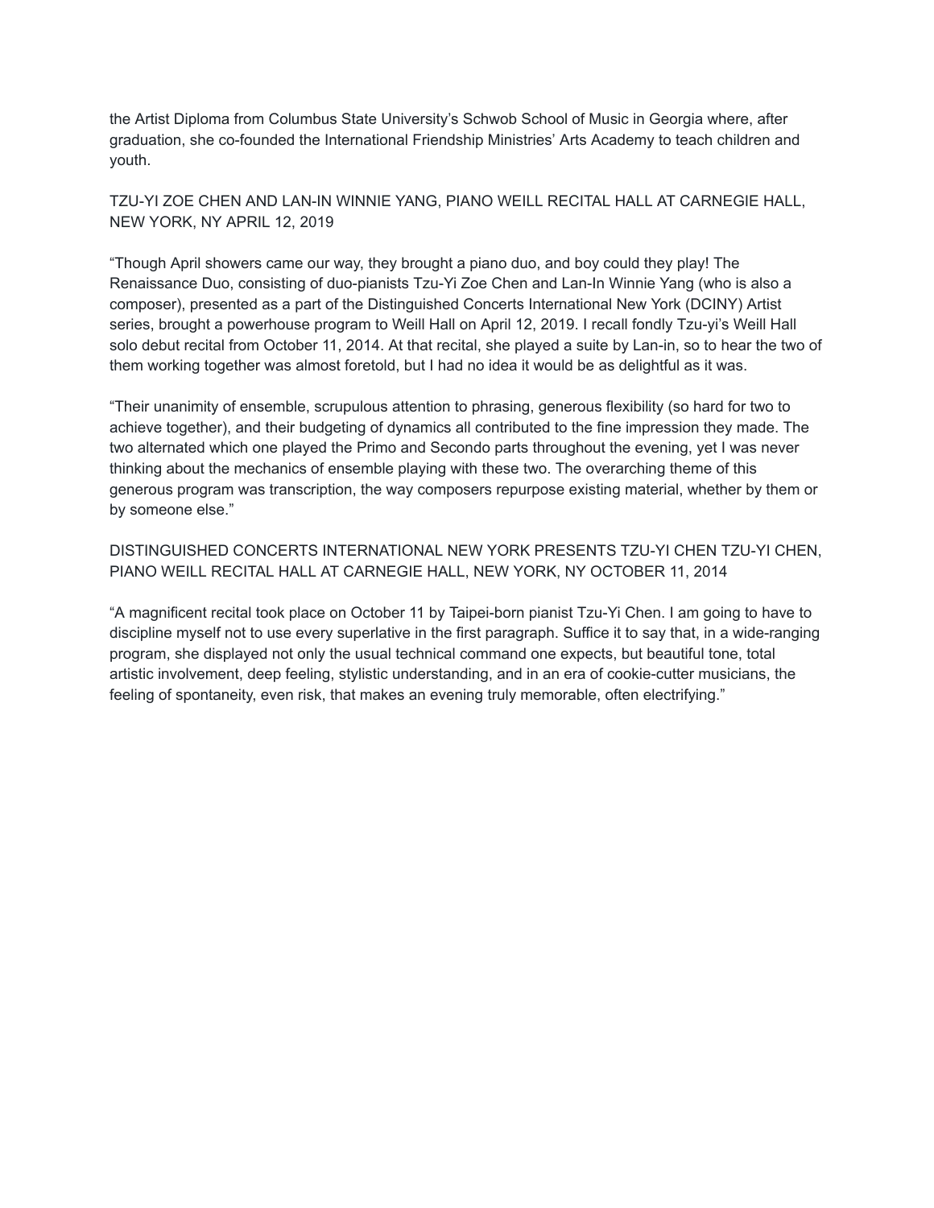the Artist Diploma from Columbus State University's Schwob School of Music in Georgia where, after graduation, she co-founded the International Friendship Ministries' Arts Academy to teach children and youth.

TZU-YI ZOE CHEN AND LAN-IN WINNIE YANG, PIANO WEILL RECITAL HALL AT CARNEGIE HALL, NEW YORK, NY APRIL 12, 2019

"Though April showers came our way, they brought a piano duo, and boy could they play! The Renaissance Duo, consisting of duo-pianists Tzu-Yi Zoe Chen and Lan-In Winnie Yang (who is also a composer), presented as a part of the Distinguished Concerts International New York (DCINY) Artist series, brought a powerhouse program to Weill Hall on April 12, 2019. I recall fondly Tzu-yi's Weill Hall solo debut recital from October 11, 2014. At that recital, she played a suite by Lan-in, so to hear the two of them working together was almost foretold, but I had no idea it would be as delightful as it was.

"Their unanimity of ensemble, scrupulous attention to phrasing, generous flexibility (so hard for two to achieve together), and their budgeting of dynamics all contributed to the fine impression they made. The two alternated which one played the Primo and Secondo parts throughout the evening, yet I was never thinking about the mechanics of ensemble playing with these two. The overarching theme of this generous program was transcription, the way composers repurpose existing material, whether by them or by someone else."

DISTINGUISHED CONCERTS INTERNATIONAL NEW YORK PRESENTS TZU-YI CHEN TZU-YI CHEN, PIANO WEILL RECITAL HALL AT CARNEGIE HALL, NEW YORK, NY OCTOBER 11, 2014

"A magnificent recital took place on October 11 by Taipei-born pianist Tzu-Yi Chen. I am going to have to discipline myself not to use every superlative in the first paragraph. Suffice it to say that, in a wide-ranging program, she displayed not only the usual technical command one expects, but beautiful tone, total artistic involvement, deep feeling, stylistic understanding, and in an era of cookie-cutter musicians, the feeling of spontaneity, even risk, that makes an evening truly memorable, often electrifying."